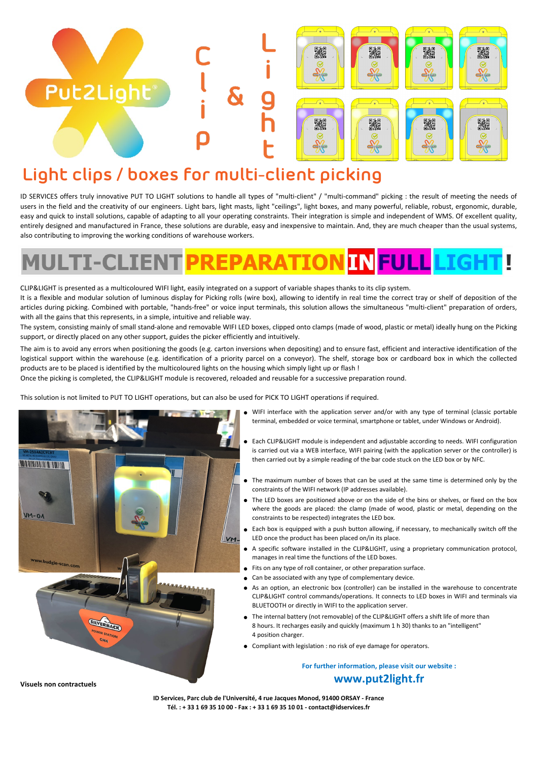# Put2Light® Clip & Light

## Light clips / boxes for multi-client picking

ID SERVICES offers truly innovative PUT TO LIGHT solutions to handle all types of "multi-client" / "multi-command" picking : the result of meeting the needs of users in the field and the creativity of our engineers. Light bars, light masts, light "ceilings", light boxes, and many powerful, reliable, robust, ergonomic, durable, easy and quick to install solutions, capable of adapting to all your operating constraints. Their integration is simple and independent of WMS. Of excellent quality, entirely designed and manufactured in France, these solutions are durable, easy and inexpensive to maintain. And, they are much cheaper than the usual systems, also contributing to improving the working conditions of warehouse workers.

# MULTI-CLIENT PREPARATION IN FULL LIGHT !

CLIP&LIGHT is presented as a multicoloured WIFI light, easily integrated on a support of variable shapes thanks to its clip system.
It is a flexible and modular solution of luminous display for Picking rolls (wire box), allowing to identify in real time the correct tray or shelf of deposition of the articles during picking. Combined with portable, "hands-free" or voice input terminals, this solution allows the simultaneous "multi-client" preparation of orders, with all the gains that this represents, in a simple, intuitive and reliable way.
The system, consisting mainly of small stand-alone and removable WIFI LED boxes, clipped onto clamps (made of wood, plastic or metal) ideally hung on the Picking support, or directly placed on any other support, guides the picker efficiently and intuitively.

The aim is to avoid any errors when positioning the goods (e.g. carton inversions when depositing) and to ensure fast, efficient and interactive identification of the logistical support within the warehouse (e.g. identification of a priority parcel on a conveyor). The shelf, storage box or cardboard box in which the collected products are to be placed is identified by the multicoloured lights on the housing which simply light up or flash !
Once the picking is completed, the CLIP&LIGHT module is recovered, reloaded and reusable for a successive preparation round.

This solution is not limited to PUT TO LIGHT operations, but can also be used for PICK TO LIGHT operations if required.

- WIFI interface with the application server and/or with any type of terminal (classic portable terminal, embedded or voice terminal, smartphone or tablet, under Windows or Android).
- Each CLIP&LIGHT module is independent and adjustable according to needs. WIFI configuration is carried out via a WEB interface, WIFI pairing (with the application server or the controller) is then carried out by a simple reading of the bar code stuck on the LED box or by NFC.
- The maximum number of boxes that can be used at the same time is determined only by the constraints of the WIFI network (IP addresses available).
- The LED boxes are positioned above or on the side of the bins or shelves, or fixed on the box where the goods are placed: the clamp (made of wood, plastic or metal, depending on the constraints to be respected) integrates the LED box.
- Each box is equipped with a push button allowing, if necessary, to mechanically switch off the LED once the product has been placed on/in its place.
- A specific software installed in the CLIP&LIGHT, using a proprietary communication protocol, manages in real time the functions of the LED boxes.
- Fits on any type of roll container, or other preparation surface.
- Can be associated with any type of complementary device.
- As an option, an electronic box (controller) can be installed in the warehouse to concentrate CLIP&LIGHT control commands/operations. It connects to LED boxes in WIFI and terminals via BLUETOOTH or directly in WIFI to the application server.
- The internal battery (not removable) of the CLIP&LIGHT offers a shift life of more than 8 hours. It recharges easily and quickly (maximum 1 h 30) thanks to an "intelligent" 4 position charger.
- Compliant with legislation : no risk of eye damage for operators.

**Visuels non contractuels**

**For further information, please visit our website :**
**www.put2light.fr**

**ID Services, Parc club de l'Université, 4 rue Jacques Monod, 91400 ORSAY - France**
**Tél. : + 33 1 69 35 10 00 - Fax : + 33 1 69 35 10 01 - contact@idservices.fr**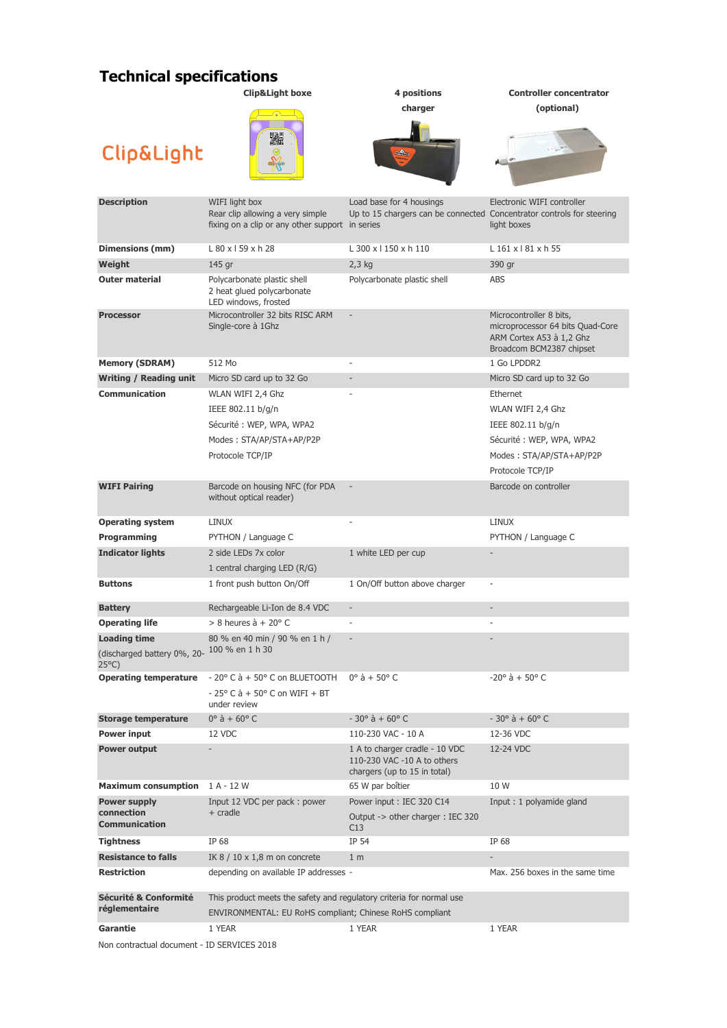# Technical specifications

| Clip&Light | Clip&Light boxe | 4 positions charger | Controller concentrator (optional) |
|---|---|---|---|
| **Description** | WIFI light box<br>Rear clip allowing a very simple fixing on a clip or any other support | Load base for 4 housings<br>Up to 15 chargers can be connected in series | Electronic WIFI controller<br>Concentrator controls for steering light boxes |
| **Dimensions (mm)** | L 80 x l 59 x h 28 | L 300 x l 150 x h 110 | L 161 x l 81 x h 55 |
| **Weight** | 145 gr | 2,3 kg | 390 gr |
| **Outer material** | Polycarbonate plastic shell<br>2 heat glued polycarbonate<br>LED windows, frosted | Polycarbonate plastic shell | ABS |
| **Processor** | Microcontroller 32 bits RISC ARM<br>Single-core à 1Ghz | - | Microcontroller 8 bits, microprocessor 64 bits Quad-Core ARM Cortex A53 à 1,2 Ghz<br>Broadcom BCM2387 chipset |
| **Memory (SDRAM)** | 512 Mo | - | 1 Go LPDDR2 |
| **Writing / Reading unit** | Micro SD card up to 32 Go | - | Micro SD card up to 32 Go |
| **Communication** | WLAN WIFI 2,4 Ghz<br>IEEE 802.11 b/g/n<br>Sécurité : WEP, WPA, WPA2<br>Modes : STA/AP/STA+AP/P2P<br>Protocole TCP/IP | - | Ethernet<br>WLAN WIFI 2,4 Ghz<br>IEEE 802.11 b/g/n<br>Sécurité : WEP, WPA, WPA2<br>Modes : STA/AP/STA+AP/P2P<br>Protocole TCP/IP |
| **WIFI Pairing** | Barcode on housing NFC (for PDA without optical reader) | - | Barcode on controller |
| **Operating system** | LINUX | - | LINUX |
| **Programming** | PYTHON / Language C | | PYTHON / Language C |
| **Indicator lights** | 2 side LEDs 7x color<br>1 central charging LED (R/G) | 1 white LED per cup | - |
| **Buttons** | 1 front push button On/Off | 1 On/Off button above charger | - |
| **Battery** | Rechargeable Li-Ion de 8.4 VDC | - | - |
| **Operating life** | > 8 heures à + 20° C | - | - |
| **Loading time**<br>(discharged battery 0%, 20-25°C) | 80 % en 40 min / 90 % en 1 h / 100 % en 1 h 30 | - | - |
| **Operating temperature** | - 20° C à + 50° C on BLUETOOTH<br>- 25° C à + 50° C on WIFI + BT under review | 0° à + 50° C | -20° à + 50° C |
| **Storage temperature** | 0° à + 60° C | - 30° à + 60° C | - 30° à + 60° C |
| **Power input** | 12 VDC | 110-230 VAC - 10 A | 12-36 VDC |
| **Power output** | - | 1 A to charger cradle - 10 VDC<br>110-230 VAC -10 A to others chargers (up to 15 in total) | 12-24 VDC |
| **Maximum consumption** | 1 A - 12 W | 65 W par boîtier | 10 W |
| **Power supply connection Communication** | Input 12 VDC per pack : power + cradle | Power input : IEC 320 C14<br>Output -> other charger : IEC 320 C13 | Input : 1 polyamide gland |
| **Tightness** | IP 68 | IP 54 | IP 68 |
| **Resistance to falls** | IK 8 / 10 x 1,8 m on concrete | 1 m | - |
| **Restriction** | depending on available IP addresses | - | Max. 256 boxes in the same time |
| **Sécurité & Conformité réglementaire** | This product meets the safety and regulatory criteria for normal use<br>ENVIRONMENTAL: EU RoHS compliant; Chinese RoHS compliant | | |
| **Garantie** | 1 YEAR | 1 YEAR | 1 YEAR |

Non contractual document - ID SERVICES 2018